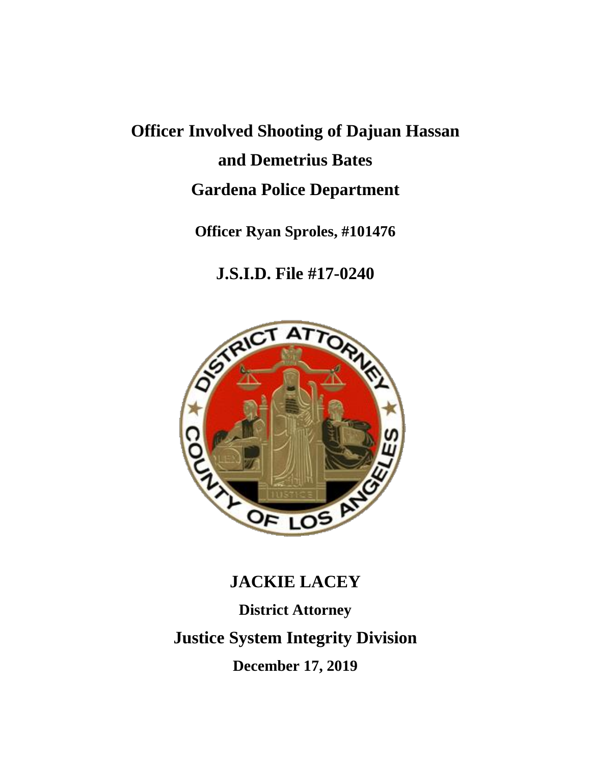# Officer Involved Shooting of Dajuan Hassan and Demetrius Bates

## Gardena Police Department

### Officer Ryan Sproles, #101476

## J.S.I.D. File #17-0240

## JACKIE LACEY

### District Attorney

## Justice System Integrity Division

### December 17, 2019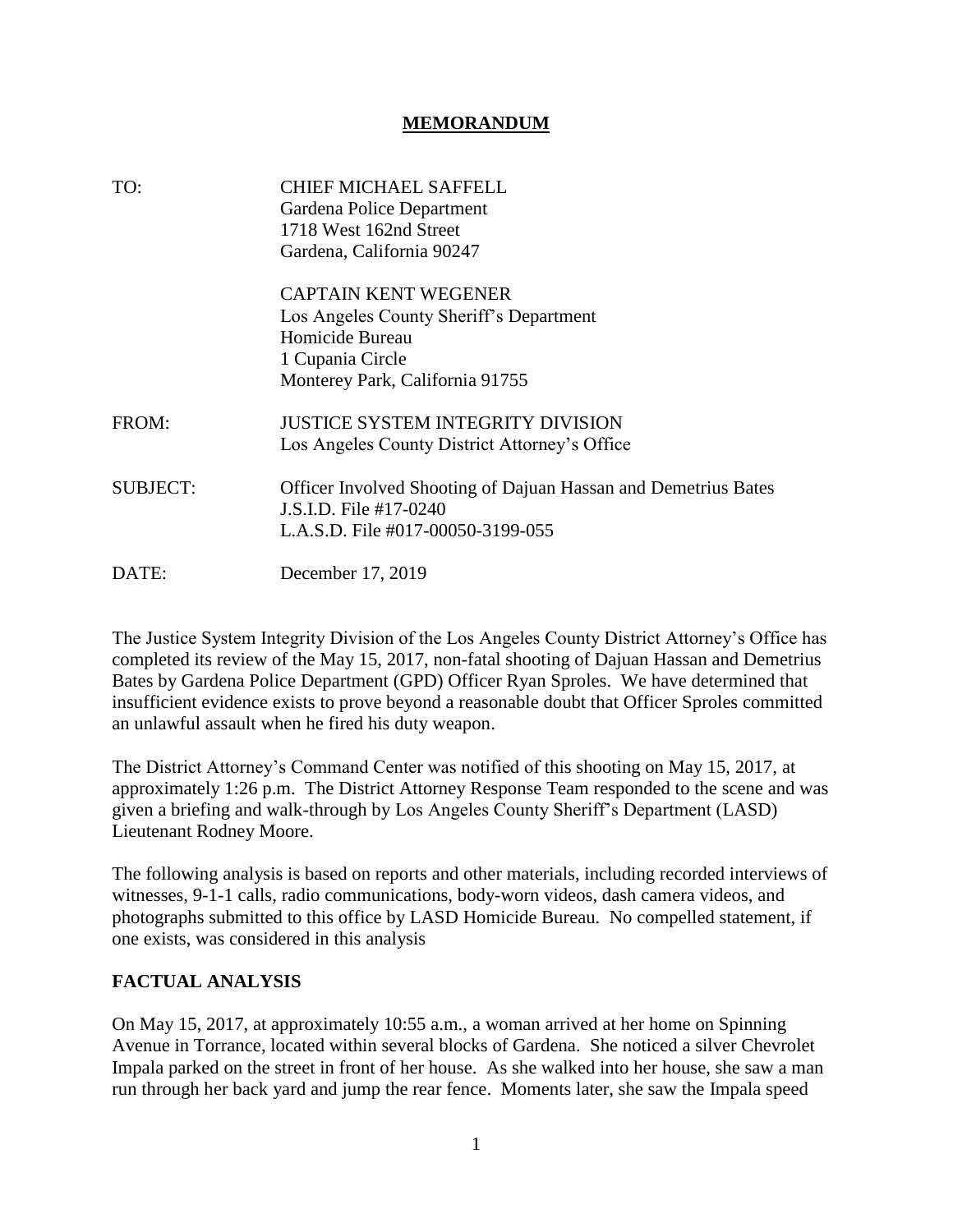# MEMORANDUM

| | |
|---|---|
| TO: | CHIEF MICHAEL SAFFELL<br>Gardena Police Department<br>1718 West 162nd Street<br>Gardena, California 90247 |
| | CAPTAIN KENT WEGENER<br>Los Angeles County Sheriff's Department<br>Homicide Bureau<br>1 Cupania Circle<br>Monterey Park, California 91755 |
| FROM: | JUSTICE SYSTEM INTEGRITY DIVISION<br>Los Angeles County District Attorney's Office |
| SUBJECT: | Officer Involved Shooting of Dajuan Hassan and Demetrius Bates<br>J.S.I.D. File #17-0240<br>L.A.S.D. File #017-00050-3199-055 |
| DATE: | December 17, 2019 |

The Justice System Integrity Division of the Los Angeles County District Attorney's Office has completed its review of the May 15, 2017, non-fatal shooting of Dajuan Hassan and Demetrius Bates by Gardena Police Department (GPD) Officer Ryan Sproles. We have determined that insufficient evidence exists to prove beyond a reasonable doubt that Officer Sproles committed an unlawful assault when he fired his duty weapon.

The District Attorney's Command Center was notified of this shooting on May 15, 2017, at approximately 1:26 p.m. The District Attorney Response Team responded to the scene and was given a briefing and walk-through by Los Angeles County Sheriff's Department (LASD) Lieutenant Rodney Moore.

The following analysis is based on reports and other materials, including recorded interviews of witnesses, 9-1-1 calls, radio communications, body-worn videos, dash camera videos, and photographs submitted to this office by LASD Homicide Bureau. No compelled statement, if one exists, was considered in this analysis

## FACTUAL ANALYSIS

On May 15, 2017, at approximately 10:55 a.m., a woman arrived at her home on Spinning Avenue in Torrance, located within several blocks of Gardena. She noticed a silver Chevrolet Impala parked on the street in front of her house. As she walked into her house, she saw a man run through her back yard and jump the rear fence. Moments later, she saw the Impala speed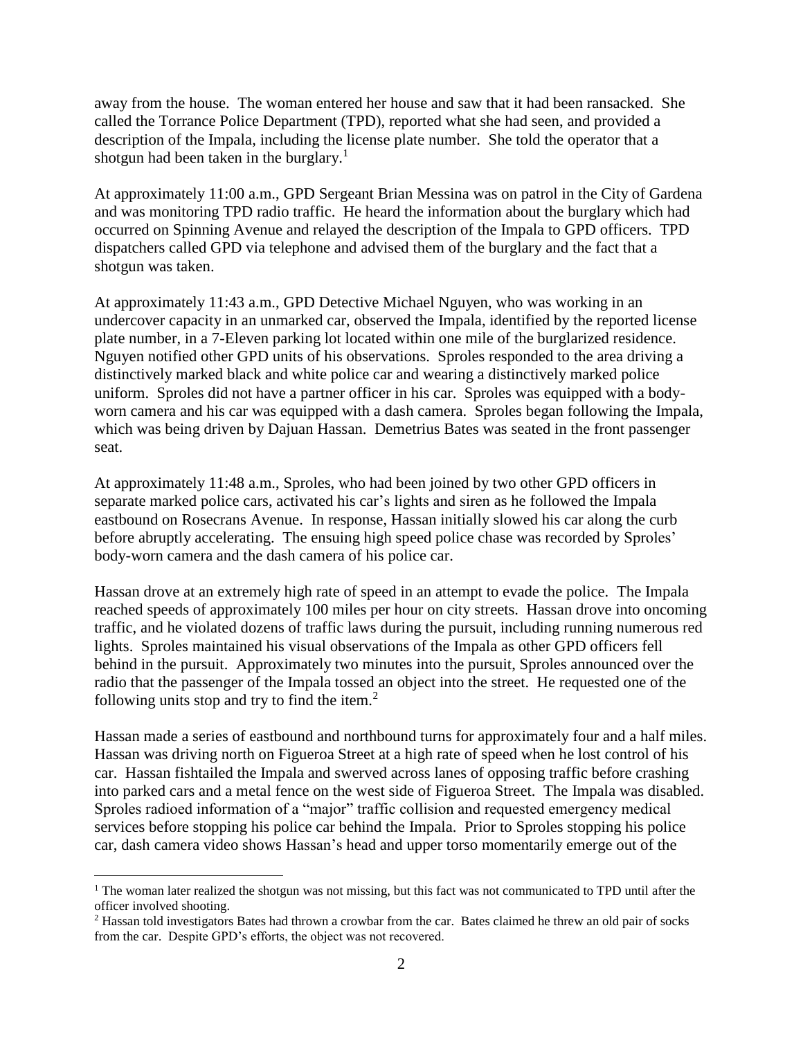away from the house. The woman entered her house and saw that it had been ransacked. She called the Torrance Police Department (TPD), reported what she had seen, and provided a description of the Impala, including the license plate number. She told the operator that a shotgun had been taken in the burglary.[1]

At approximately 11:00 a.m., GPD Sergeant Brian Messina was on patrol in the City of Gardena and was monitoring TPD radio traffic. He heard the information about the burglary which had occurred on Spinning Avenue and relayed the description of the Impala to GPD officers. TPD dispatchers called GPD via telephone and advised them of the burglary and the fact that a shotgun was taken.

At approximately 11:43 a.m., GPD Detective Michael Nguyen, who was working in an undercover capacity in an unmarked car, observed the Impala, identified by the reported license plate number, in a 7-Eleven parking lot located within one mile of the burglarized residence. Nguyen notified other GPD units of his observations. Sproles responded to the area driving a distinctively marked black and white police car and wearing a distinctively marked police uniform. Sproles did not have a partner officer in his car. Sproles was equipped with a body-worn camera and his car was equipped with a dash camera. Sproles began following the Impala, which was being driven by Dajuan Hassan. Demetrius Bates was seated in the front passenger seat.

At approximately 11:48 a.m., Sproles, who had been joined by two other GPD officers in separate marked police cars, activated his car's lights and siren as he followed the Impala eastbound on Rosecrans Avenue. In response, Hassan initially slowed his car along the curb before abruptly accelerating. The ensuing high speed police chase was recorded by Sproles' body-worn camera and the dash camera of his police car.

Hassan drove at an extremely high rate of speed in an attempt to evade the police. The Impala reached speeds of approximately 100 miles per hour on city streets. Hassan drove into oncoming traffic, and he violated dozens of traffic laws during the pursuit, including running numerous red lights. Sproles maintained his visual observations of the Impala as other GPD officers fell behind in the pursuit. Approximately two minutes into the pursuit, Sproles announced over the radio that the passenger of the Impala tossed an object into the street. He requested one of the following units stop and try to find the item.[2]

Hassan made a series of eastbound and northbound turns for approximately four and a half miles. Hassan was driving north on Figueroa Street at a high rate of speed when he lost control of his car. Hassan fishtailed the Impala and swerved across lanes of opposing traffic before crashing into parked cars and a metal fence on the west side of Figueroa Street. The Impala was disabled. Sproles radioed information of a "major" traffic collision and requested emergency medical services before stopping his police car behind the Impala. Prior to Sproles stopping his police car, dash camera video shows Hassan's head and upper torso momentarily emerge out of the

[1] The woman later realized the shotgun was not missing, but this fact was not communicated to TPD until after the officer involved shooting.

[2] Hassan told investigators Bates had thrown a crowbar from the car. Bates claimed he threw an old pair of socks from the car. Despite GPD's efforts, the object was not recovered.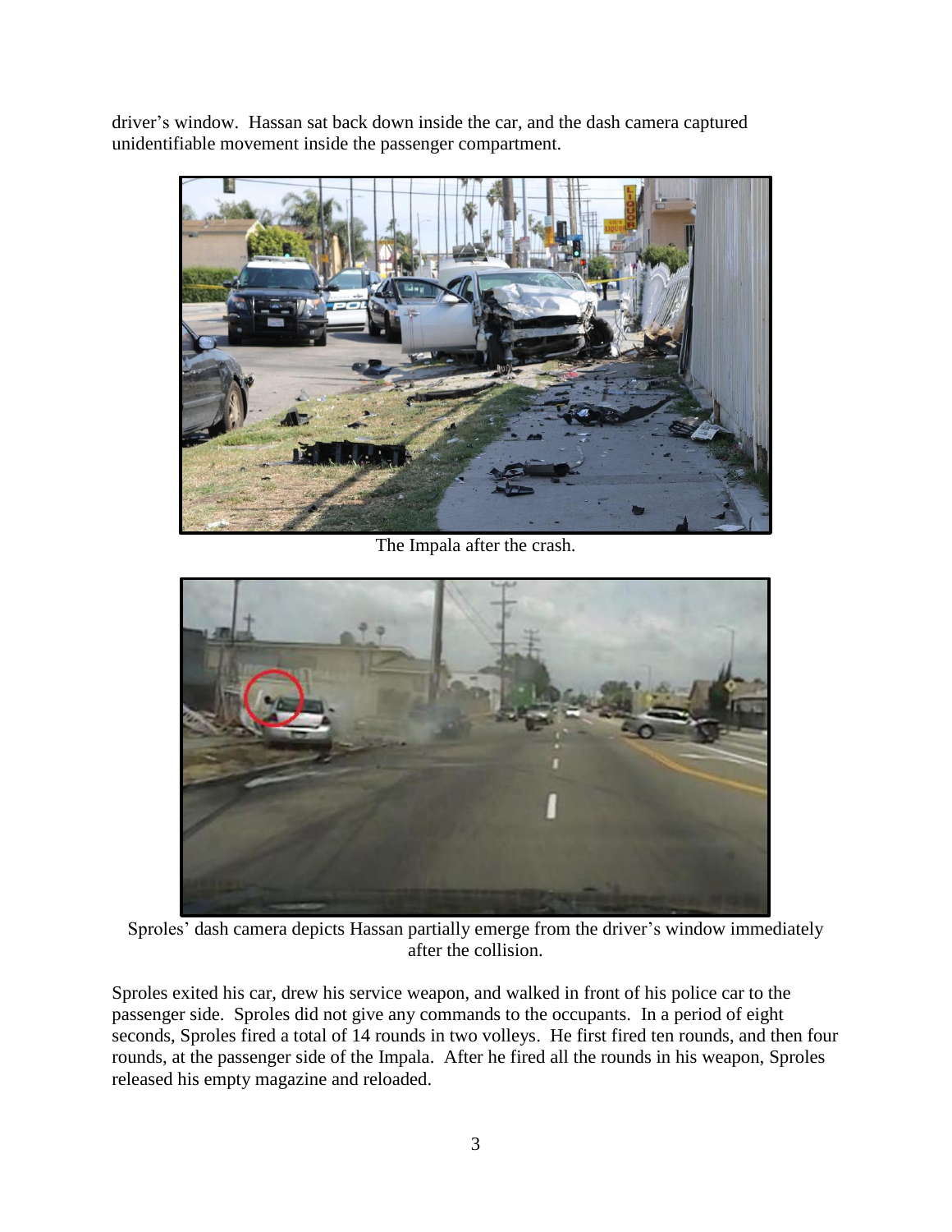driver's window. Hassan sat back down inside the car, and the dash camera captured unidentifiable movement inside the passenger compartment.

The Impala after the crash.

Sproles' dash camera depicts Hassan partially emerge from the driver's window immediately after the collision.

Sproles exited his car, drew his service weapon, and walked in front of his police car to the passenger side. Sproles did not give any commands to the occupants. In a period of eight seconds, Sproles fired a total of 14 rounds in two volleys. He first fired ten rounds, and then four rounds, at the passenger side of the Impala. After he fired all the rounds in his weapon, Sproles released his empty magazine and reloaded.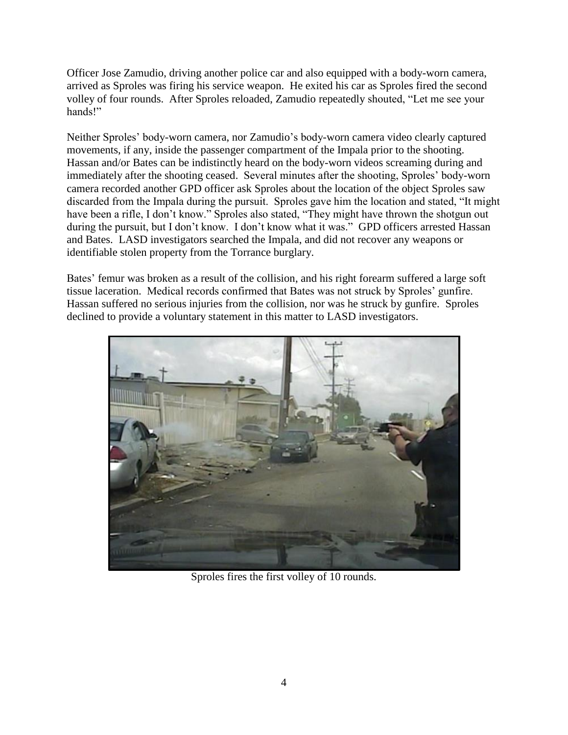Officer Jose Zamudio, driving another police car and also equipped with a body-worn camera, arrived as Sproles was firing his service weapon. He exited his car as Sproles fired the second volley of four rounds. After Sproles reloaded, Zamudio repeatedly shouted, "Let me see your hands!"

Neither Sproles' body-worn camera, nor Zamudio's body-worn camera video clearly captured movements, if any, inside the passenger compartment of the Impala prior to the shooting. Hassan and/or Bates can be indistinctly heard on the body-worn videos screaming during and immediately after the shooting ceased. Several minutes after the shooting, Sproles' body-worn camera recorded another GPD officer ask Sproles about the location of the object Sproles saw discarded from the Impala during the pursuit. Sproles gave him the location and stated, "It might have been a rifle, I don't know." Sproles also stated, "They might have thrown the shotgun out during the pursuit, but I don't know. I don't know what it was." GPD officers arrested Hassan and Bates. LASD investigators searched the Impala, and did not recover any weapons or identifiable stolen property from the Torrance burglary.

Bates' femur was broken as a result of the collision, and his right forearm suffered a large soft tissue laceration. Medical records confirmed that Bates was not struck by Sproles' gunfire. Hassan suffered no serious injuries from the collision, nor was he struck by gunfire. Sproles declined to provide a voluntary statement in this matter to LASD investigators.

Sproles fires the first volley of 10 rounds.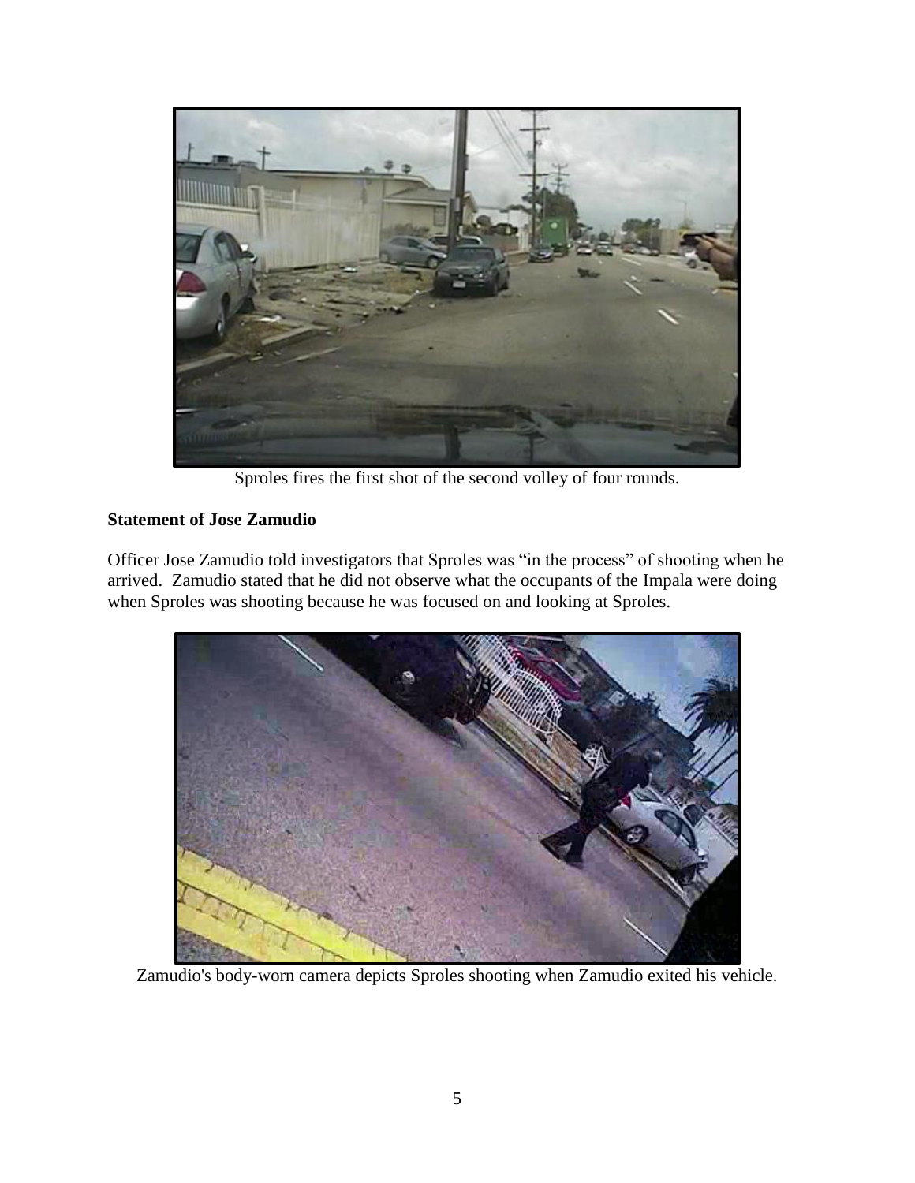Sproles fires the first shot of the second volley of four rounds.

**Statement of Jose Zamudio**

Officer Jose Zamudio told investigators that Sproles was "in the process" of shooting when he arrived. Zamudio stated that he did not observe what the occupants of the Impala were doing when Sproles was shooting because he was focused on and looking at Sproles.

Zamudio's body-worn camera depicts Sproles shooting when Zamudio exited his vehicle.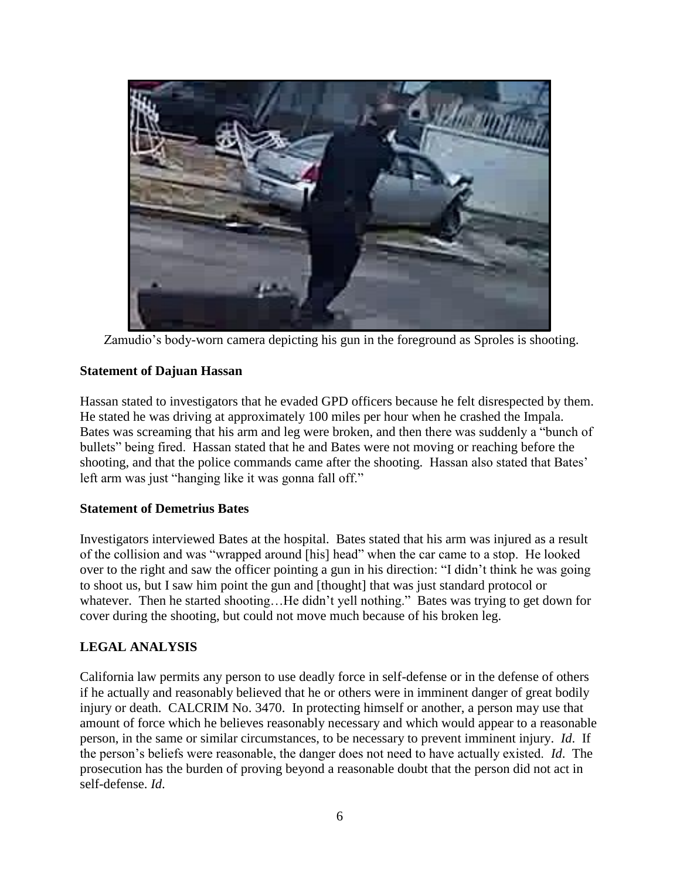Zamudio's body-worn camera depicting his gun in the foreground as Sproles is shooting.

**Statement of Dajuan Hassan**

Hassan stated to investigators that he evaded GPD officers because he felt disrespected by them. He stated he was driving at approximately 100 miles per hour when he crashed the Impala. Bates was screaming that his arm and leg were broken, and then there was suddenly a "bunch of bullets" being fired. Hassan stated that he and Bates were not moving or reaching before the shooting, and that the police commands came after the shooting. Hassan also stated that Bates' left arm was just "hanging like it was gonna fall off."

**Statement of Demetrius Bates**

Investigators interviewed Bates at the hospital. Bates stated that his arm was injured as a result of the collision and was "wrapped around [his] head" when the car came to a stop. He looked over to the right and saw the officer pointing a gun in his direction: "I didn't think he was going to shoot us, but I saw him point the gun and [thought] that was just standard protocol or whatever. Then he started shooting…He didn't yell nothing." Bates was trying to get down for cover during the shooting, but could not move much because of his broken leg.

**LEGAL ANALYSIS**

California law permits any person to use deadly force in self-defense or in the defense of others if he actually and reasonably believed that he or others were in imminent danger of great bodily injury or death. CALCRIM No. 3470. In protecting himself or another, a person may use that amount of force which he believes reasonably necessary and which would appear to a reasonable person, in the same or similar circumstances, to be necessary to prevent imminent injury. *Id*. If the person's beliefs were reasonable, the danger does not need to have actually existed. *Id*. The prosecution has the burden of proving beyond a reasonable doubt that the person did not act in self-defense. *Id.*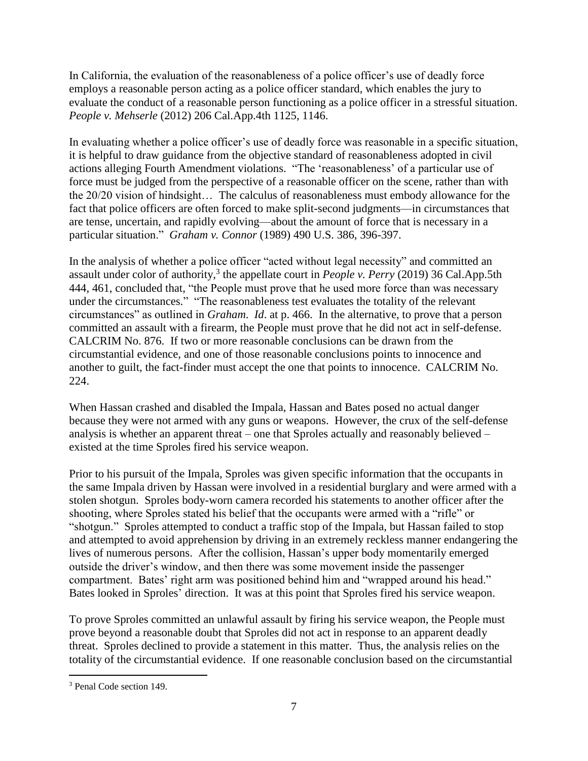In California, the evaluation of the reasonableness of a police officer's use of deadly force employs a reasonable person acting as a police officer standard, which enables the jury to evaluate the conduct of a reasonable person functioning as a police officer in a stressful situation. *People v. Mehserle* (2012) 206 Cal.App.4th 1125, 1146.

In evaluating whether a police officer's use of deadly force was reasonable in a specific situation, it is helpful to draw guidance from the objective standard of reasonableness adopted in civil actions alleging Fourth Amendment violations. "The 'reasonableness' of a particular use of force must be judged from the perspective of a reasonable officer on the scene, rather than with the 20/20 vision of hindsight… The calculus of reasonableness must embody allowance for the fact that police officers are often forced to make split-second judgments—in circumstances that are tense, uncertain, and rapidly evolving—about the amount of force that is necessary in a particular situation." *Graham v. Connor* (1989) 490 U.S. 386, 396-397.

In the analysis of whether a police officer "acted without legal necessity" and committed an assault under color of authority,[3] the appellate court in *People v. Perry* (2019) 36 Cal.App.5th 444, 461, concluded that, "the People must prove that he used more force than was necessary under the circumstances." "The reasonableness test evaluates the totality of the relevant circumstances" as outlined in *Graham*. *Id*. at p. 466. In the alternative, to prove that a person committed an assault with a firearm, the People must prove that he did not act in self-defense. CALCRIM No. 876. If two or more reasonable conclusions can be drawn from the circumstantial evidence, and one of those reasonable conclusions points to innocence and another to guilt, the fact-finder must accept the one that points to innocence. CALCRIM No. 224.

When Hassan crashed and disabled the Impala, Hassan and Bates posed no actual danger because they were not armed with any guns or weapons. However, the crux of the self-defense analysis is whether an apparent threat – one that Sproles actually and reasonably believed – existed at the time Sproles fired his service weapon.

Prior to his pursuit of the Impala, Sproles was given specific information that the occupants in the same Impala driven by Hassan were involved in a residential burglary and were armed with a stolen shotgun. Sproles body-worn camera recorded his statements to another officer after the shooting, where Sproles stated his belief that the occupants were armed with a "rifle" or "shotgun." Sproles attempted to conduct a traffic stop of the Impala, but Hassan failed to stop and attempted to avoid apprehension by driving in an extremely reckless manner endangering the lives of numerous persons. After the collision, Hassan's upper body momentarily emerged outside the driver's window, and then there was some movement inside the passenger compartment. Bates' right arm was positioned behind him and "wrapped around his head." Bates looked in Sproles' direction. It was at this point that Sproles fired his service weapon.

To prove Sproles committed an unlawful assault by firing his service weapon, the People must prove beyond a reasonable doubt that Sproles did not act in response to an apparent deadly threat. Sproles declined to provide a statement in this matter. Thus, the analysis relies on the totality of the circumstantial evidence. If one reasonable conclusion based on the circumstantial

---

[3] Penal Code section 149.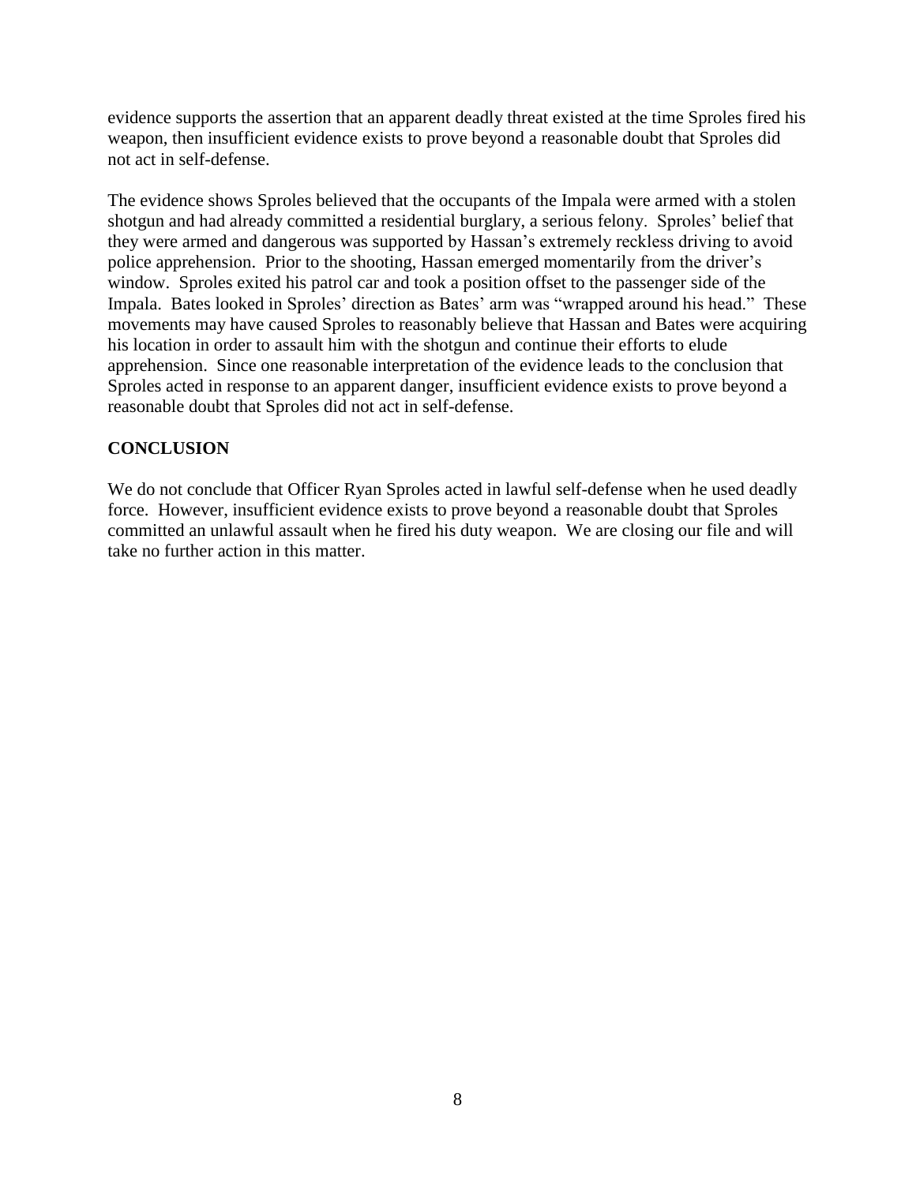evidence supports the assertion that an apparent deadly threat existed at the time Sproles fired his weapon, then insufficient evidence exists to prove beyond a reasonable doubt that Sproles did not act in self-defense.

The evidence shows Sproles believed that the occupants of the Impala were armed with a stolen shotgun and had already committed a residential burglary, a serious felony. Sproles' belief that they were armed and dangerous was supported by Hassan's extremely reckless driving to avoid police apprehension. Prior to the shooting, Hassan emerged momentarily from the driver's window. Sproles exited his patrol car and took a position offset to the passenger side of the Impala. Bates looked in Sproles' direction as Bates' arm was "wrapped around his head." These movements may have caused Sproles to reasonably believe that Hassan and Bates were acquiring his location in order to assault him with the shotgun and continue their efforts to elude apprehension. Since one reasonable interpretation of the evidence leads to the conclusion that Sproles acted in response to an apparent danger, insufficient evidence exists to prove beyond a reasonable doubt that Sproles did not act in self-defense.

## CONCLUSION

We do not conclude that Officer Ryan Sproles acted in lawful self-defense when he used deadly force. However, insufficient evidence exists to prove beyond a reasonable doubt that Sproles committed an unlawful assault when he fired his duty weapon. We are closing our file and will take no further action in this matter.